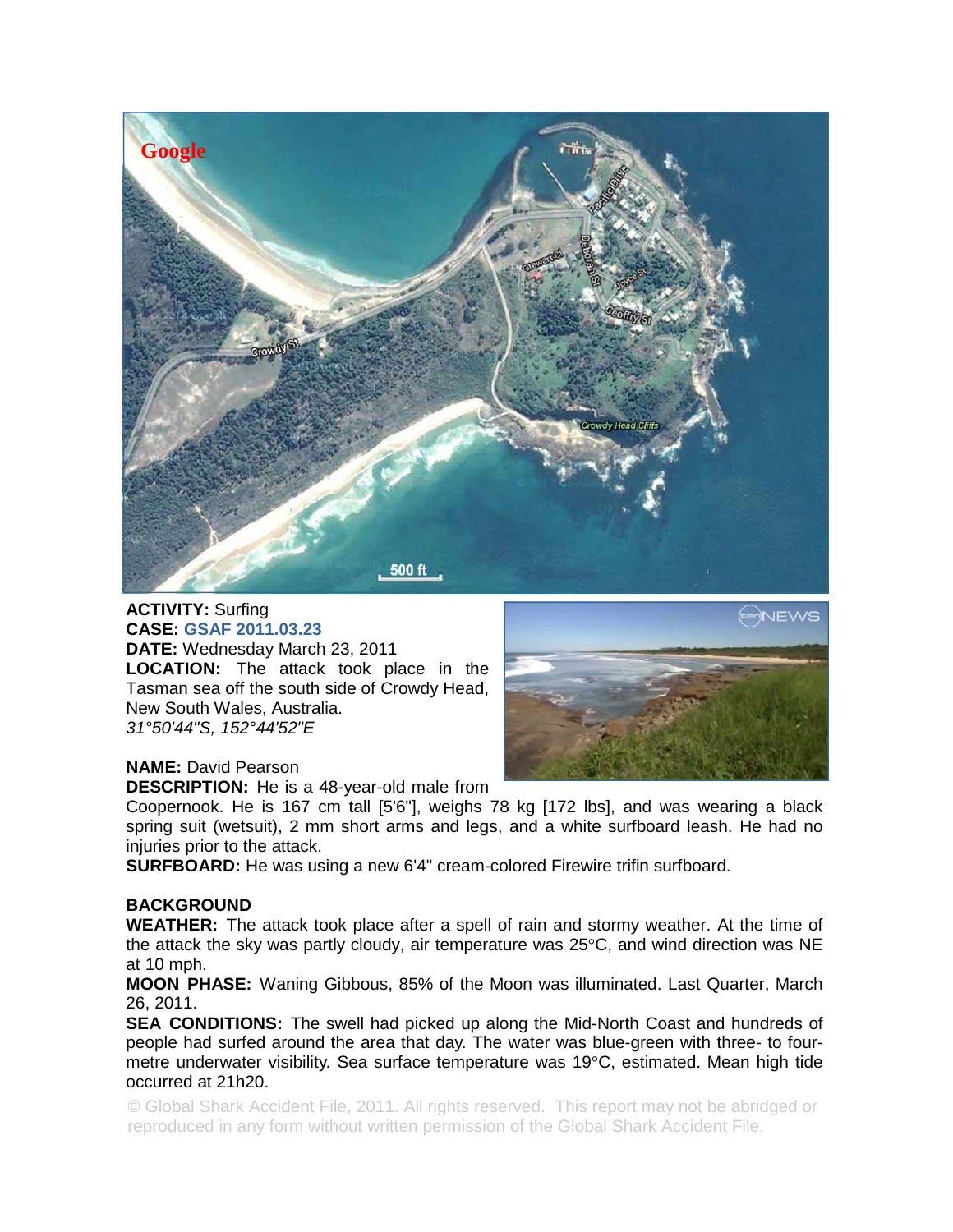**ACTIVITY:** Surfing
**CASE:** GSAF 2011.03.23
**DATE:** Wednesday March 23, 2011
**LOCATION:** The attack took place in the Tasman sea off the south side of Crowdy Head, New South Wales, Australia.
*31°50'44"S, 152°44'52"E*

**NAME:** David Pearson
**DESCRIPTION:** He is a 48-year-old male from Coopernook. He is 167 cm tall [5'6"], weighs 78 kg [172 lbs], and was wearing a black spring suit (wetsuit), 2 mm short arms and legs, and a white surfboard leash. He had no injuries prior to the attack.
**SURFBOARD:** He was using a new 6'4" cream-colored Firewire trifin surfboard.

**BACKGROUND**
**WEATHER:** The attack took place after a spell of rain and stormy weather. At the time of the attack the sky was partly cloudy, air temperature was 25°C, and wind direction was NE at 10 mph.
**MOON PHASE:** Waning Gibbous, 85% of the Moon was illuminated. Last Quarter, March 26, 2011.
**SEA CONDITIONS:** The swell had picked up along the Mid-North Coast and hundreds of people had surfed around the area that day. The water was blue-green with three- to four-metre underwater visibility. Sea surface temperature was 19°C, estimated. Mean high tide occurred at 21h20.

© Global Shark Accident File, 2011. All rights reserved. This report may not be abridged or reproduced in any form without written permission of the Global Shark Accident File.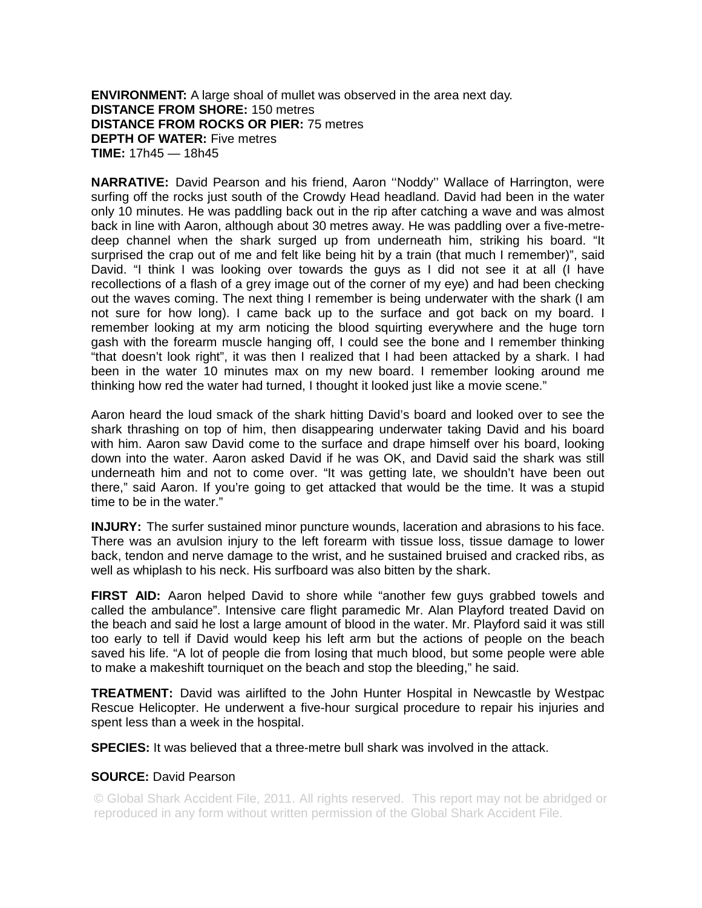**ENVIRONMENT:** A large shoal of mullet was observed in the area next day.
**DISTANCE FROM SHORE:** 150 metres
**DISTANCE FROM ROCKS OR PIER:** 75 metres
**DEPTH OF WATER:** Five metres
**TIME:** 17h45 — 18h45

**NARRATIVE:** David Pearson and his friend, Aaron ''Noddy'' Wallace of Harrington, were surfing off the rocks just south of the Crowdy Head headland. David had been in the water only 10 minutes. He was paddling back out in the rip after catching a wave and was almost back in line with Aaron, although about 30 metres away. He was paddling over a five-metre-deep channel when the shark surged up from underneath him, striking his board. "It surprised the crap out of me and felt like being hit by a train (that much I remember)", said David. "I think I was looking over towards the guys as I did not see it at all (I have recollections of a flash of a grey image out of the corner of my eye) and had been checking out the waves coming. The next thing I remember is being underwater with the shark (I am not sure for how long). I came back up to the surface and got back on my board. I remember looking at my arm noticing the blood squirting everywhere and the huge torn gash with the forearm muscle hanging off, I could see the bone and I remember thinking "that doesn't look right", it was then I realized that I had been attacked by a shark. I had been in the water 10 minutes max on my new board. I remember looking around me thinking how red the water had turned, I thought it looked just like a movie scene."

Aaron heard the loud smack of the shark hitting David's board and looked over to see the shark thrashing on top of him, then disappearing underwater taking David and his board with him. Aaron saw David come to the surface and drape himself over his board, looking down into the water. Aaron asked David if he was OK, and David said the shark was still underneath him and not to come over. "It was getting late, we shouldn't have been out there," said Aaron. If you're going to get attacked that would be the time. It was a stupid time to be in the water."

**INJURY:** The surfer sustained minor puncture wounds, laceration and abrasions to his face. There was an avulsion injury to the left forearm with tissue loss, tissue damage to lower back, tendon and nerve damage to the wrist, and he sustained bruised and cracked ribs, as well as whiplash to his neck. His surfboard was also bitten by the shark.

**FIRST AID:** Aaron helped David to shore while "another few guys grabbed towels and called the ambulance". Intensive care flight paramedic Mr. Alan Playford treated David on the beach and said he lost a large amount of blood in the water. Mr. Playford said it was still too early to tell if David would keep his left arm but the actions of people on the beach saved his life. "A lot of people die from losing that much blood, but some people were able to make a makeshift tourniquet on the beach and stop the bleeding," he said.

**TREATMENT:** David was airlifted to the John Hunter Hospital in Newcastle by Westpac Rescue Helicopter. He underwent a five-hour surgical procedure to repair his injuries and spent less than a week in the hospital.

**SPECIES:** It was believed that a three-metre bull shark was involved in the attack.

**SOURCE:** David Pearson

© Global Shark Accident File, 2011. All rights reserved. This report may not be abridged or reproduced in any form without written permission of the Global Shark Accident File.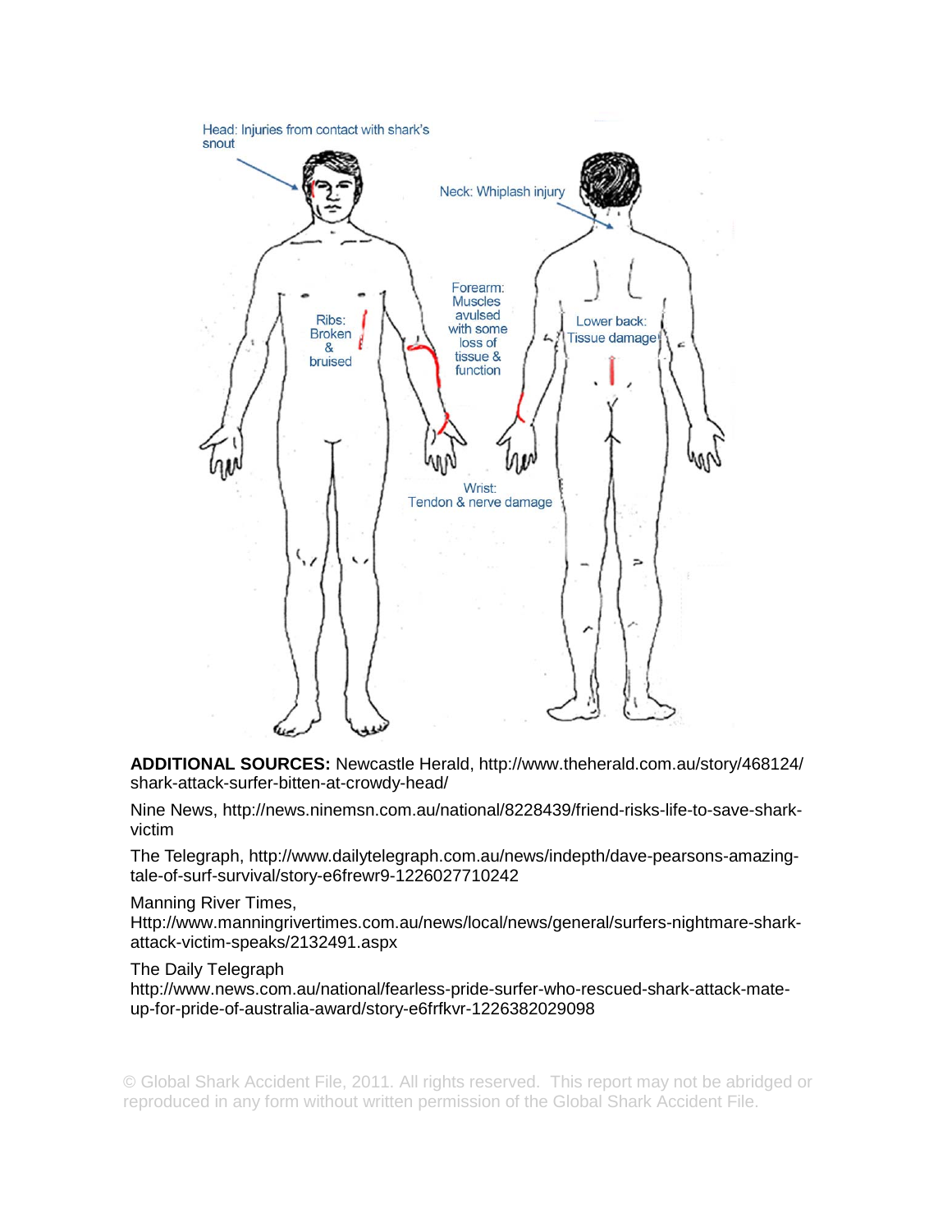Head: Injuries from contact with shark's snout

Neck: Whiplash injury

Forearm: Muscles avulsed with some loss of tissue & function

Ribs: Broken & bruised

Lower back: Tissue damage

Wrist: Tendon & nerve damage

**ADDITIONAL SOURCES:** Newcastle Herald, http://www.theherald.com.au/story/468124/shark-attack-surfer-bitten-at-crowdy-head/

Nine News, http://news.ninemsn.com.au/national/8228439/friend-risks-life-to-save-shark-victim

The Telegraph, http://www.dailytelegraph.com.au/news/indepth/dave-pearsons-amazing-tale-of-surf-survival/story-e6frewr9-1226027710242

Manning River Times, Http://www.manningrivertimes.com.au/news/local/news/general/surfers-nightmare-shark-attack-victim-speaks/2132491.aspx

The Daily Telegraph http://www.news.com.au/national/fearless-pride-surfer-who-rescued-shark-attack-mate-up-for-pride-of-australia-award/story-e6frfkvr-1226382029098

© Global Shark Accident File, 2011. All rights reserved. This report may not be abridged or reproduced in any form without written permission of the Global Shark Accident File.